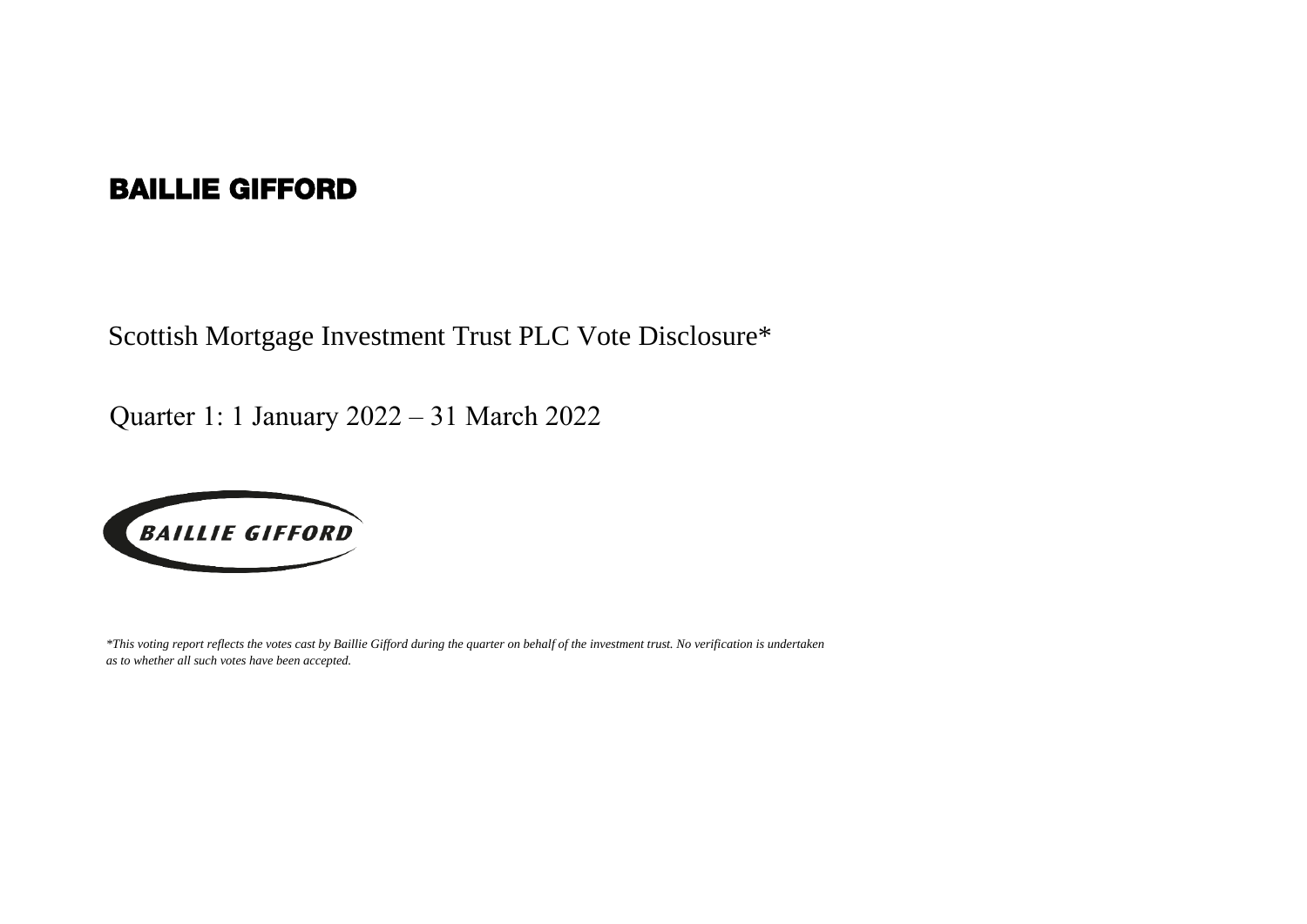# BAILLIE GIFFORD

## Scottish Mortgage Investment Trust PLC Vote Disclosure*

## Quarter 1: 1 January 2022 – 31 March 2022

*\*This voting report reflects the votes cast by Baillie Gifford during the quarter on behalf of the investment trust. No verification is undertaken as to whether all such votes have been accepted.*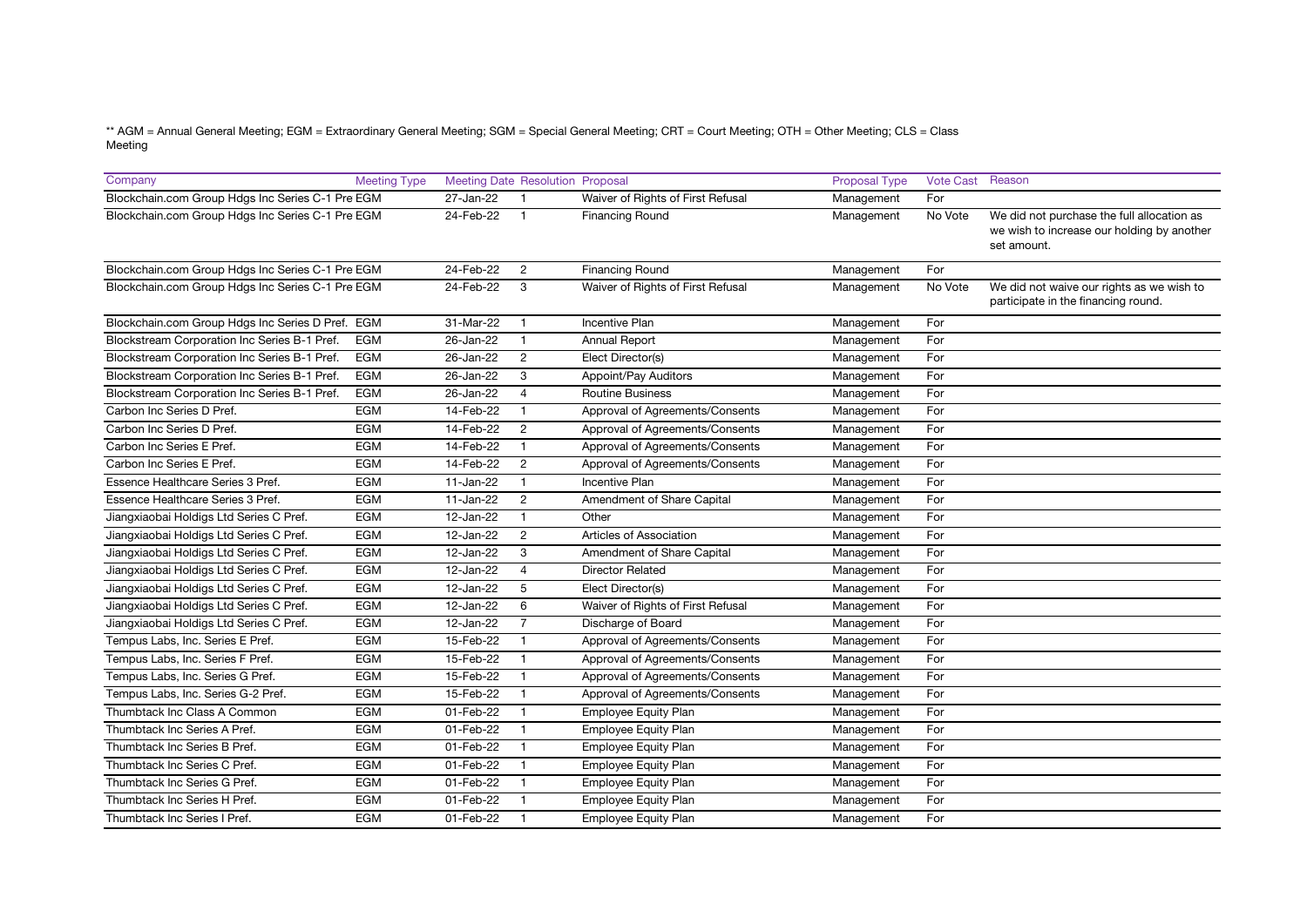** AGM = Annual General Meeting; EGM = Extraordinary General Meeting; SGM = Special General Meeting; CRT = Court Meeting; OTH = Other Meeting; CLS = Class Meeting

| Company | Meeting Type | Meeting Date | Resolution | Proposal | Proposal Type | Vote Cast | Reason |
|---|---|---|---|---|---|---|---|
| Blockchain.com Group Hdgs Inc Series C-1 Pre | EGM | 27-Jan-22 | 1 | Waiver of Rights of First Refusal | Management | For | |
| Blockchain.com Group Hdgs Inc Series C-1 Pre | EGM | 24-Feb-22 | 1 | Financing Round | Management | No Vote | We did not purchase the full allocation as we wish to increase our holding by another set amount. |
| Blockchain.com Group Hdgs Inc Series C-1 Pre | EGM | 24-Feb-22 | 2 | Financing Round | Management | For | |
| Blockchain.com Group Hdgs Inc Series C-1 Pre | EGM | 24-Feb-22 | 3 | Waiver of Rights of First Refusal | Management | No Vote | We did not waive our rights as we wish to participate in the financing round. |
| Blockchain.com Group Hdgs Inc Series D Pref. | EGM | 31-Mar-22 | 1 | Incentive Plan | Management | For | |
| Blockstream Corporation Inc Series B-1 Pref. | EGM | 26-Jan-22 | 1 | Annual Report | Management | For | |
| Blockstream Corporation Inc Series B-1 Pref. | EGM | 26-Jan-22 | 2 | Elect Director(s) | Management | For | |
| Blockstream Corporation Inc Series B-1 Pref. | EGM | 26-Jan-22 | 3 | Appoint/Pay Auditors | Management | For | |
| Blockstream Corporation Inc Series B-1 Pref. | EGM | 26-Jan-22 | 4 | Routine Business | Management | For | |
| Carbon Inc Series D Pref. | EGM | 14-Feb-22 | 1 | Approval of Agreements/Consents | Management | For | |
| Carbon Inc Series D Pref. | EGM | 14-Feb-22 | 2 | Approval of Agreements/Consents | Management | For | |
| Carbon Inc Series E Pref. | EGM | 14-Feb-22 | 1 | Approval of Agreements/Consents | Management | For | |
| Carbon Inc Series E Pref. | EGM | 14-Feb-22 | 2 | Approval of Agreements/Consents | Management | For | |
| Essence Healthcare Series 3 Pref. | EGM | 11-Jan-22 | 1 | Incentive Plan | Management | For | |
| Essence Healthcare Series 3 Pref. | EGM | 11-Jan-22 | 2 | Amendment of Share Capital | Management | For | |
| Jiangxiaobai Holdigs Ltd Series C Pref. | EGM | 12-Jan-22 | 1 | Other | Management | For | |
| Jiangxiaobai Holdigs Ltd Series C Pref. | EGM | 12-Jan-22 | 2 | Articles of Association | Management | For | |
| Jiangxiaobai Holdigs Ltd Series C Pref. | EGM | 12-Jan-22 | 3 | Amendment of Share Capital | Management | For | |
| Jiangxiaobai Holdigs Ltd Series C Pref. | EGM | 12-Jan-22 | 4 | Director Related | Management | For | |
| Jiangxiaobai Holdigs Ltd Series C Pref. | EGM | 12-Jan-22 | 5 | Elect Director(s) | Management | For | |
| Jiangxiaobai Holdigs Ltd Series C Pref. | EGM | 12-Jan-22 | 6 | Waiver of Rights of First Refusal | Management | For | |
| Jiangxiaobai Holdigs Ltd Series C Pref. | EGM | 12-Jan-22 | 7 | Discharge of Board | Management | For | |
| Tempus Labs, Inc. Series E Pref. | EGM | 15-Feb-22 | 1 | Approval of Agreements/Consents | Management | For | |
| Tempus Labs, Inc. Series F Pref. | EGM | 15-Feb-22 | 1 | Approval of Agreements/Consents | Management | For | |
| Tempus Labs, Inc. Series G Pref. | EGM | 15-Feb-22 | 1 | Approval of Agreements/Consents | Management | For | |
| Tempus Labs, Inc. Series G-2 Pref. | EGM | 15-Feb-22 | 1 | Approval of Agreements/Consents | Management | For | |
| Thumbtack Inc Class A Common | EGM | 01-Feb-22 | 1 | Employee Equity Plan | Management | For | |
| Thumbtack Inc Series A Pref. | EGM | 01-Feb-22 | 1 | Employee Equity Plan | Management | For | |
| Thumbtack Inc Series B Pref. | EGM | 01-Feb-22 | 1 | Employee Equity Plan | Management | For | |
| Thumbtack Inc Series C Pref. | EGM | 01-Feb-22 | 1 | Employee Equity Plan | Management | For | |
| Thumbtack Inc Series G Pref. | EGM | 01-Feb-22 | 1 | Employee Equity Plan | Management | For | |
| Thumbtack Inc Series H Pref. | EGM | 01-Feb-22 | 1 | Employee Equity Plan | Management | For | |
| Thumbtack Inc Series I Pref. | EGM | 01-Feb-22 | 1 | Employee Equity Plan | Management | For | |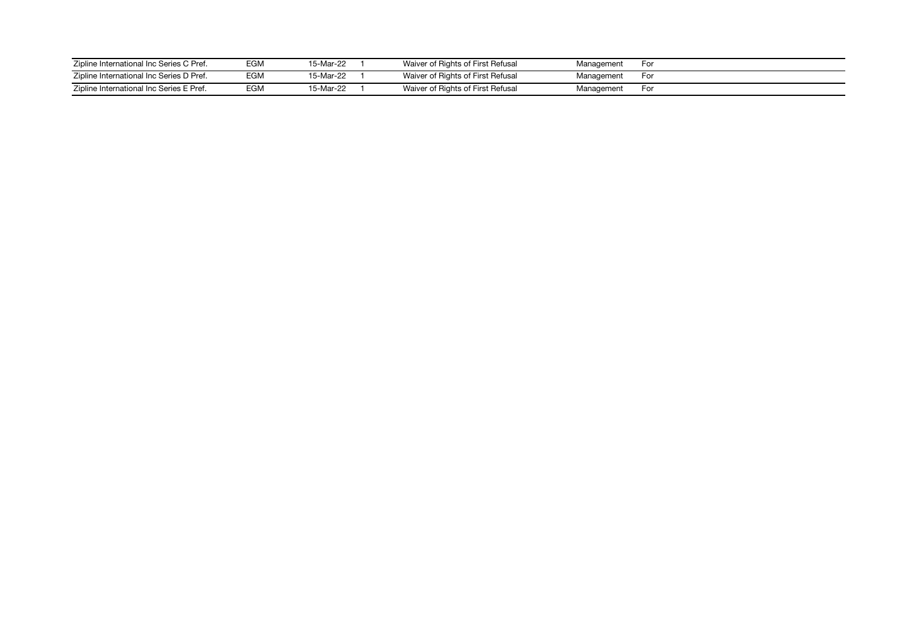| | | | | | | |
|---|---|---|---|---|---|---|
| Zipline International Inc Series C Pref. | EGM | 15-Mar-22 | 1 | Waiver of Rights of First Refusal | Management | For |
| Zipline International Inc Series D Pref. | EGM | 15-Mar-22 | 1 | Waiver of Rights of First Refusal | Management | For |
| Zipline International Inc Series E Pref. | EGM | 15-Mar-22 | 1 | Waiver of Rights of First Refusal | Management | For |